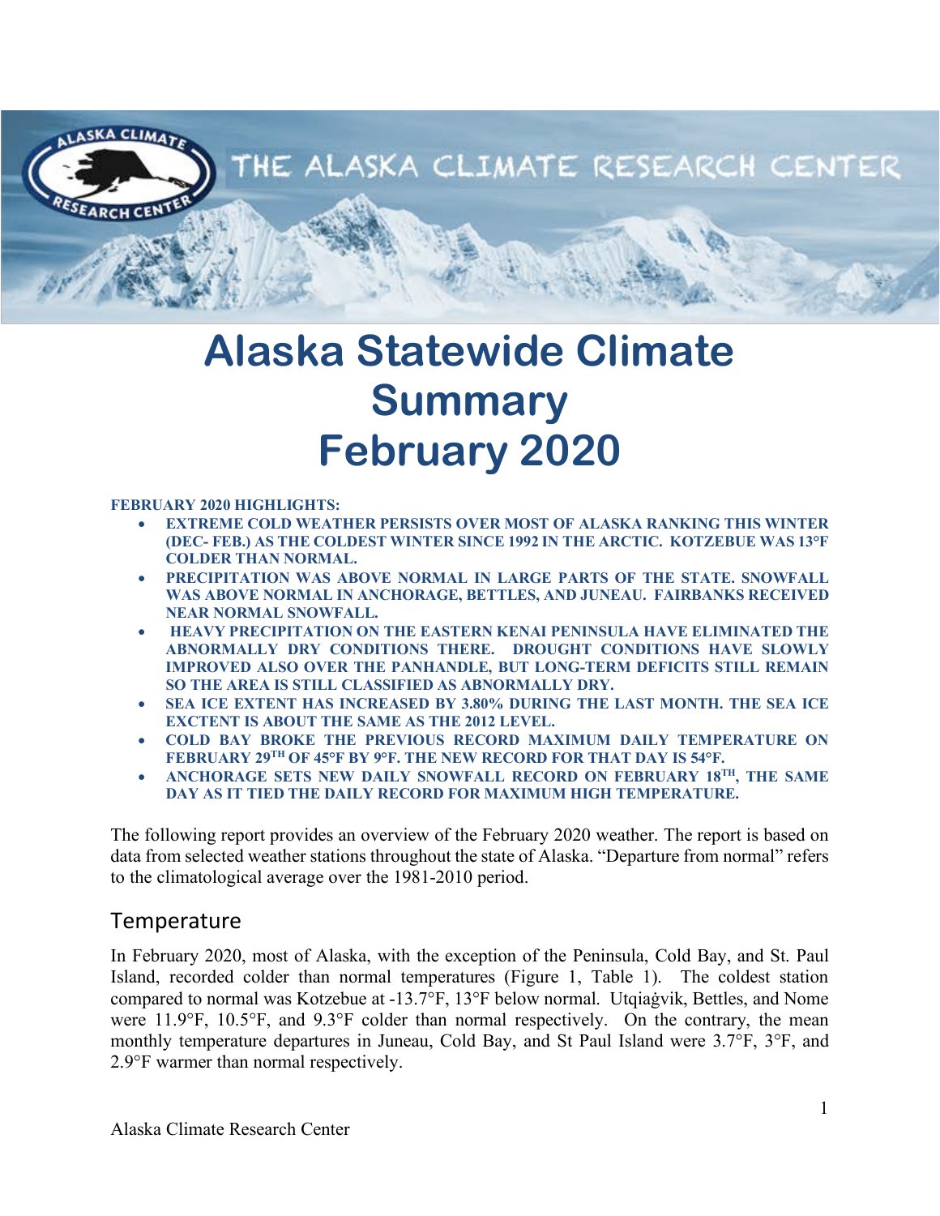# Alaska Statewide Climate Summary February 2020

**FEBRUARY 2020 HIGHLIGHTS:**

- **EXTREME COLD WEATHER PERSISTS OVER MOST OF ALASKA RANKING THIS WINTER (DEC- FEB.) AS THE COLDEST WINTER SINCE 1992 IN THE ARCTIC. KOTZEBUE WAS 13°F COLDER THAN NORMAL.**
- **PRECIPITATION WAS ABOVE NORMAL IN LARGE PARTS OF THE STATE. SNOWFALL WAS ABOVE NORMAL IN ANCHORAGE, BETTLES, AND JUNEAU. FAIRBANKS RECEIVED NEAR NORMAL SNOWFALL.**
- **HEAVY PRECIPITATION ON THE EASTERN KENAI PENINSULA HAVE ELIMINATED THE ABNORMALLY DRY CONDITIONS THERE. DROUGHT CONDITIONS HAVE SLOWLY IMPROVED ALSO OVER THE PANHANDLE, BUT LONG-TERM DEFICITS STILL REMAIN SO THE AREA IS STILL CLASSIFIED AS ABNORMALLY DRY.**
- **SEA ICE EXTENT HAS INCREASED BY 3.80% DURING THE LAST MONTH. THE SEA ICE EXCTENT IS ABOUT THE SAME AS THE 2012 LEVEL.**
- **COLD BAY BROKE THE PREVIOUS RECORD MAXIMUM DAILY TEMPERATURE ON FEBRUARY 29TH OF 45°F BY 9°F. THE NEW RECORD FOR THAT DAY IS 54°F.**
- **ANCHORAGE SETS NEW DAILY SNOWFALL RECORD ON FEBRUARY 18TH, THE SAME DAY AS IT TIED THE DAILY RECORD FOR MAXIMUM HIGH TEMPERATURE.**

The following report provides an overview of the February 2020 weather. The report is based on data from selected weather stations throughout the state of Alaska. "Departure from normal" refers to the climatological average over the 1981-2010 period.

## Temperature

In February 2020, most of Alaska, with the exception of the Peninsula, Cold Bay, and St. Paul Island, recorded colder than normal temperatures (Figure 1, Table 1). The coldest station compared to normal was Kotzebue at -13.7°F, 13°F below normal. Utqiaġvik, Bettles, and Nome were 11.9°F, 10.5°F, and 9.3°F colder than normal respectively. On the contrary, the mean monthly temperature departures in Juneau, Cold Bay, and St Paul Island were 3.7°F, 3°F, and 2.9°F warmer than normal respectively.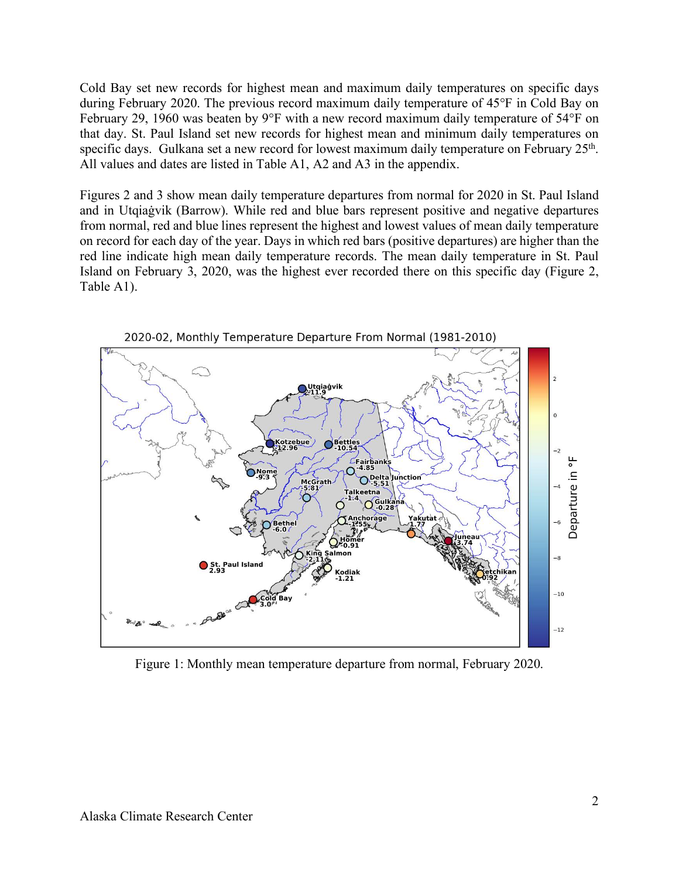Cold Bay set new records for highest mean and maximum daily temperatures on specific days during February 2020. The previous record maximum daily temperature of 45°F in Cold Bay on February 29, 1960 was beaten by 9°F with a new record maximum daily temperature of 54°F on that day. St. Paul Island set new records for highest mean and minimum daily temperatures on specific days. Gulkana set a new record for lowest maximum daily temperature on February 25th. All values and dates are listed in Table A1, A2 and A3 in the appendix.

Figures 2 and 3 show mean daily temperature departures from normal for 2020 in St. Paul Island and in Utqiaġvik (Barrow). While red and blue bars represent positive and negative departures from normal, red and blue lines represent the highest and lowest values of mean daily temperature on record for each day of the year. Days in which red bars (positive departures) are higher than the red line indicate high mean daily temperature records. The mean daily temperature in St. Paul Island on February 3, 2020, was the highest ever recorded there on this specific day (Figure 2, Table A1).

Figure 1: Monthly mean temperature departure from normal, February 2020.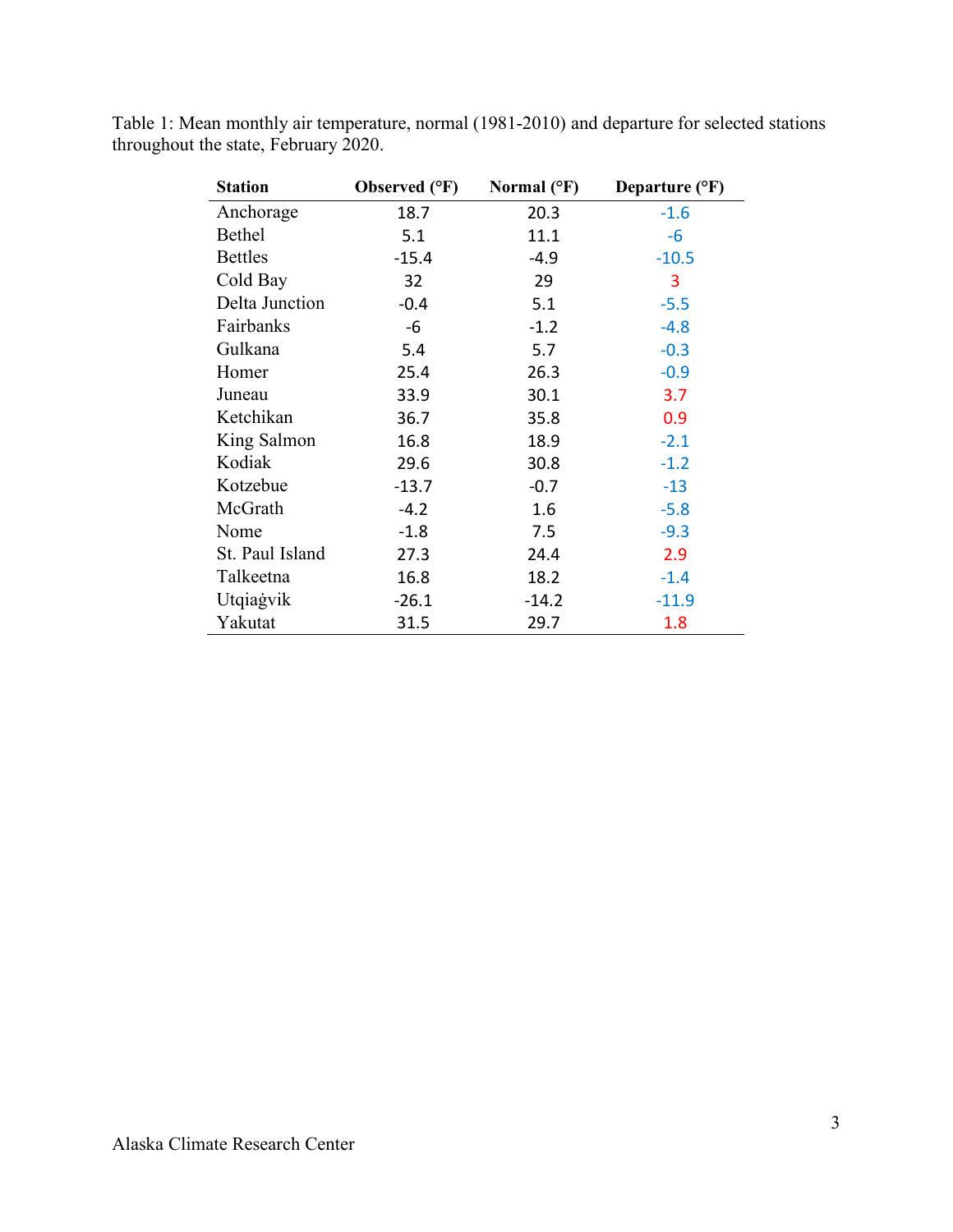Table 1: Mean monthly air temperature, normal (1981-2010) and departure for selected stations throughout the state, February 2020.

| Station | Observed (°F) | Normal (°F) | Departure (°F) |
|---|---|---|---|
| Anchorage | 18.7 | 20.3 | -1.6 |
| Bethel | 5.1 | 11.1 | -6 |
| Bettles | -15.4 | -4.9 | -10.5 |
| Cold Bay | 32 | 29 | 3 |
| Delta Junction | -0.4 | 5.1 | -5.5 |
| Fairbanks | -6 | -1.2 | -4.8 |
| Gulkana | 5.4 | 5.7 | -0.3 |
| Homer | 25.4 | 26.3 | -0.9 |
| Juneau | 33.9 | 30.1 | 3.7 |
| Ketchikan | 36.7 | 35.8 | 0.9 |
| King Salmon | 16.8 | 18.9 | -2.1 |
| Kodiak | 29.6 | 30.8 | -1.2 |
| Kotzebue | -13.7 | -0.7 | -13 |
| McGrath | -4.2 | 1.6 | -5.8 |
| Nome | -1.8 | 7.5 | -9.3 |
| St. Paul Island | 27.3 | 24.4 | 2.9 |
| Talkeetna | 16.8 | 18.2 | -1.4 |
| Utqiaġvik | -26.1 | -14.2 | -11.9 |
| Yakutat | 31.5 | 29.7 | 1.8 |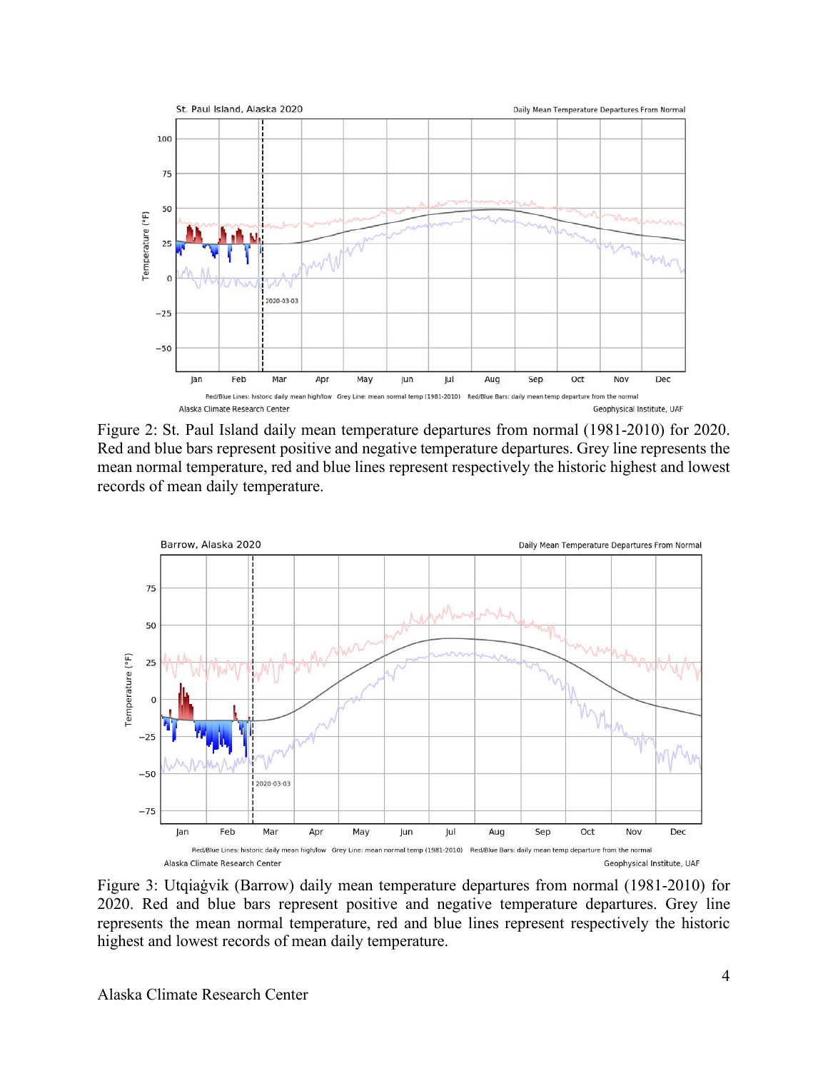Figure 2: St. Paul Island daily mean temperature departures from normal (1981-2010) for 2020. Red and blue bars represent positive and negative temperature departures. Grey line represents the mean normal temperature, red and blue lines represent respectively the historic highest and lowest records of mean daily temperature.

Figure 3: Utqiaġvik (Barrow) daily mean temperature departures from normal (1981-2010) for 2020. Red and blue bars represent positive and negative temperature departures. Grey line represents the mean normal temperature, red and blue lines represent respectively the historic highest and lowest records of mean daily temperature.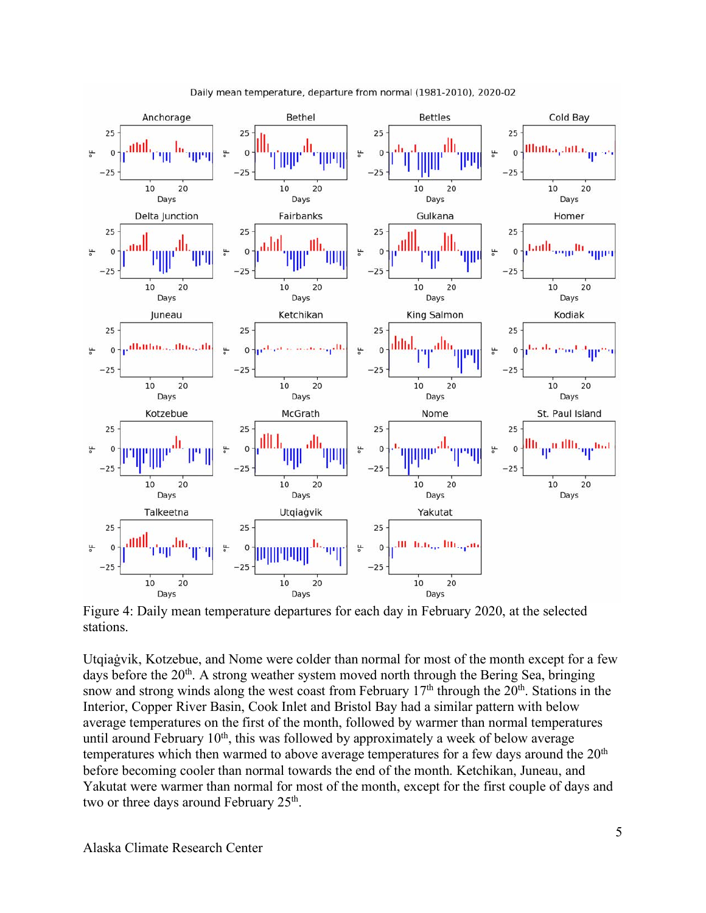Figure 4: Daily mean temperature departures for each day in February 2020, at the selected stations.

Utqiaġvik, Kotzebue, and Nome were colder than normal for most of the month except for a few days before the 20th. A strong weather system moved north through the Bering Sea, bringing snow and strong winds along the west coast from February 17th through the 20th. Stations in the Interior, Copper River Basin, Cook Inlet and Bristol Bay had a similar pattern with below average temperatures on the first of the month, followed by warmer than normal temperatures until around February 10th, this was followed by approximately a week of below average temperatures which then warmed to above average temperatures for a few days around the 20th before becoming cooler than normal towards the end of the month. Ketchikan, Juneau, and Yakutat were warmer than normal for most of the month, except for the first couple of days and two or three days around February 25th.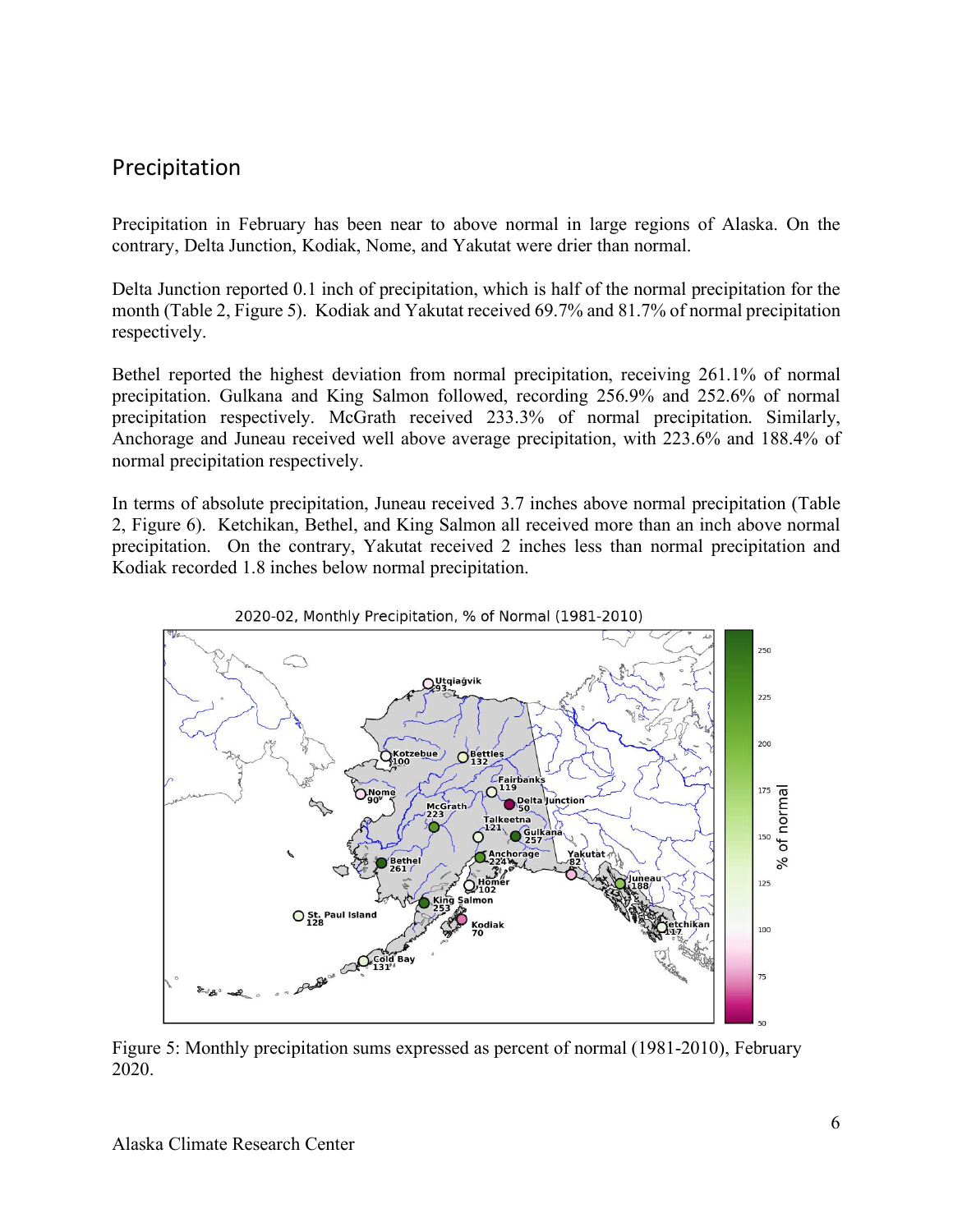## Precipitation

Precipitation in February has been near to above normal in large regions of Alaska. On the contrary, Delta Junction, Kodiak, Nome, and Yakutat were drier than normal.

Delta Junction reported 0.1 inch of precipitation, which is half of the normal precipitation for the month (Table 2, Figure 5). Kodiak and Yakutat received 69.7% and 81.7% of normal precipitation respectively.

Bethel reported the highest deviation from normal precipitation, receiving 261.1% of normal precipitation. Gulkana and King Salmon followed, recording 256.9% and 252.6% of normal precipitation respectively. McGrath received 233.3% of normal precipitation. Similarly, Anchorage and Juneau received well above average precipitation, with 223.6% and 188.4% of normal precipitation respectively.

In terms of absolute precipitation, Juneau received 3.7 inches above normal precipitation (Table 2, Figure 6). Ketchikan, Bethel, and King Salmon all received more than an inch above normal precipitation. On the contrary, Yakutat received 2 inches less than normal precipitation and Kodiak recorded 1.8 inches below normal precipitation.

Figure 5: Monthly precipitation sums expressed as percent of normal (1981-2010), February 2020.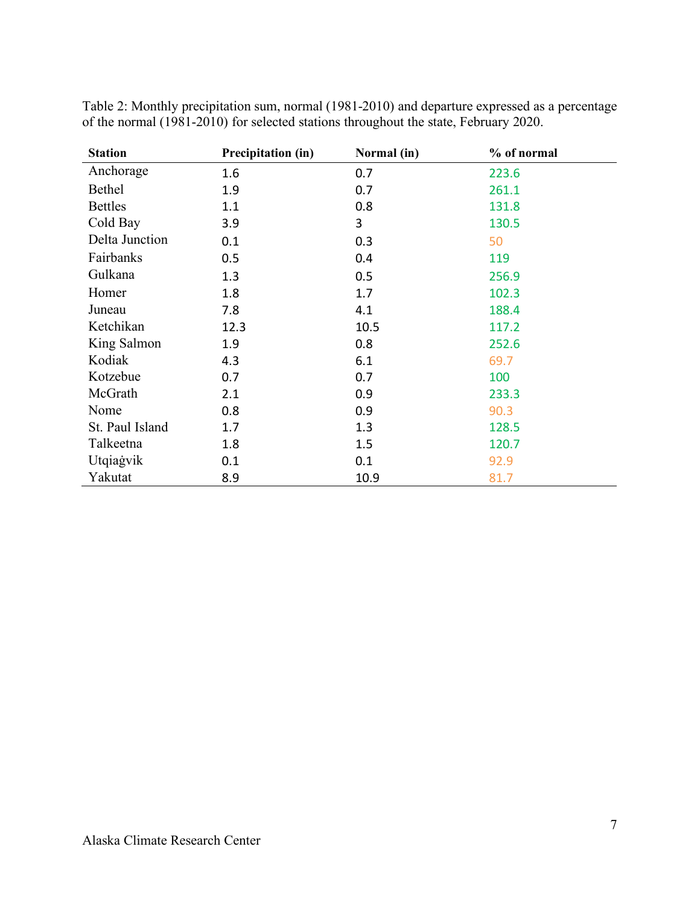Table 2: Monthly precipitation sum, normal (1981-2010) and departure expressed as a percentage of the normal (1981-2010) for selected stations throughout the state, February 2020.

| Station | Precipitation (in) | Normal (in) | % of normal |
| --- | --- | --- | --- |
| Anchorage | 1.6 | 0.7 | 223.6 |
| Bethel | 1.9 | 0.7 | 261.1 |
| Bettles | 1.1 | 0.8 | 131.8 |
| Cold Bay | 3.9 | 3 | 130.5 |
| Delta Junction | 0.1 | 0.3 | 50 |
| Fairbanks | 0.5 | 0.4 | 119 |
| Gulkana | 1.3 | 0.5 | 256.9 |
| Homer | 1.8 | 1.7 | 102.3 |
| Juneau | 7.8 | 4.1 | 188.4 |
| Ketchikan | 12.3 | 10.5 | 117.2 |
| King Salmon | 1.9 | 0.8 | 252.6 |
| Kodiak | 4.3 | 6.1 | 69.7 |
| Kotzebue | 0.7 | 0.7 | 100 |
| McGrath | 2.1 | 0.9 | 233.3 |
| Nome | 0.8 | 0.9 | 90.3 |
| St. Paul Island | 1.7 | 1.3 | 128.5 |
| Talkeetna | 1.8 | 1.5 | 120.7 |
| Utqiaġvik | 0.1 | 0.1 | 92.9 |
| Yakutat | 8.9 | 10.9 | 81.7 |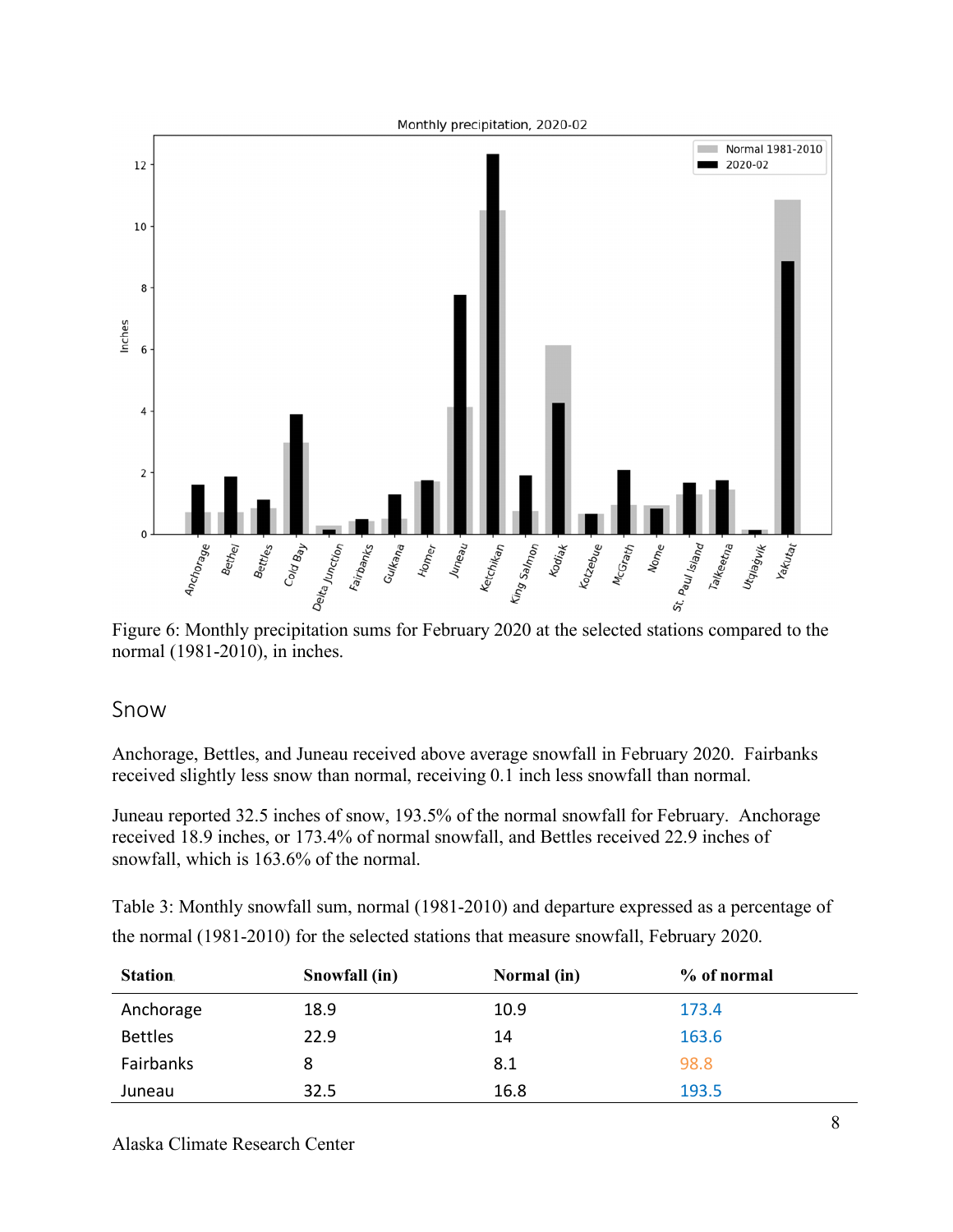Figure 6: Monthly precipitation sums for February 2020 at the selected stations compared to the normal (1981-2010), in inches.

## Snow

Anchorage, Bettles, and Juneau received above average snowfall in February 2020. Fairbanks received slightly less snow than normal, receiving 0.1 inch less snowfall than normal.

Juneau reported 32.5 inches of snow, 193.5% of the normal snowfall for February. Anchorage received 18.9 inches, or 173.4% of normal snowfall, and Bettles received 22.9 inches of snowfall, which is 163.6% of the normal.

Table 3: Monthly snowfall sum, normal (1981-2010) and departure expressed as a percentage of the normal (1981-2010) for the selected stations that measure snowfall, February 2020.

| Station | Snowfall (in) | Normal (in) | % of normal |
|---|---|---|---|
| Anchorage | 18.9 | 10.9 | 173.4 |
| Bettles | 22.9 | 14 | 163.6 |
| Fairbanks | 8 | 8.1 | 98.8 |
| Juneau | 32.5 | 16.8 | 193.5 |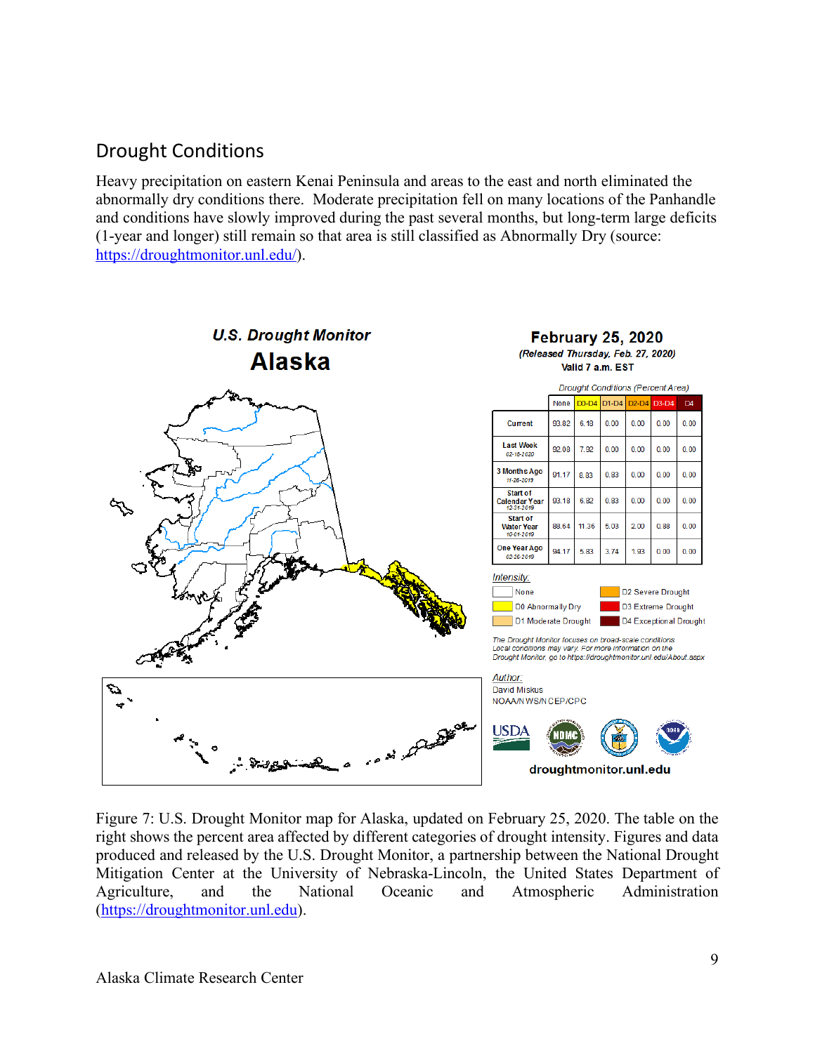## Drought Conditions

Heavy precipitation on eastern Kenai Peninsula and areas to the east and north eliminated the abnormally dry conditions there. Moderate precipitation fell on many locations of the Panhandle and conditions have slowly improved during the past several months, but long-term large deficits (1-year and longer) still remain so that area is still classified as Abnormally Dry (source: https://droughtmonitor.unl.edu/).

**U.S. Drought Monitor**

**Alaska**

**February 25, 2020**

*(Released Thursday, Feb. 27, 2020)*

Valid 7 a.m. EST

*Drought Conditions (Percent Area)*

| | None | D0-D4 | D1-D4 | D2-D4 | D3-D4 | D4 |
|---|---|---|---|---|---|---|
| Current | 93.82 | 6.18 | 0.00 | 0.00 | 0.00 | 0.00 |
| Last Week 02-18-2020 | 92.08 | 7.92 | 0.00 | 0.00 | 0.00 | 0.00 |
| 3 Months Ago 11-26-2019 | 91.17 | 8.83 | 0.83 | 0.00 | 0.00 | 0.00 |
| Start of Calendar Year 12-31-2019 | 93.18 | 6.82 | 0.83 | 0.00 | 0.00 | 0.00 |
| Start of Water Year 10-01-2019 | 88.64 | 11.36 | 5.03 | 2.00 | 0.88 | 0.00 |
| One Year Ago 02-26-2019 | 94.17 | 5.83 | 3.74 | 1.93 | 0.00 | 0.00 |

*Intensity:*

- None
- D0 Abnormally Dry
- D1 Moderate Drought
- D2 Severe Drought
- D3 Extreme Drought
- D4 Exceptional Drought

*The Drought Monitor focuses on broad-scale conditions. Local conditions may vary. For more information on the Drought Monitor, go to https://droughtmonitor.unl.edu/About.aspx*

*Author:*
David Miskus
NOAA/NWS/NCEP/CPC

droughtmonitor.unl.edu

Figure 7: U.S. Drought Monitor map for Alaska, updated on February 25, 2020. The table on the right shows the percent area affected by different categories of drought intensity. Figures and data produced and released by the U.S. Drought Monitor, a partnership between the National Drought Mitigation Center at the University of Nebraska-Lincoln, the United States Department of Agriculture, and the National Oceanic and Atmospheric Administration (https://droughtmonitor.unl.edu).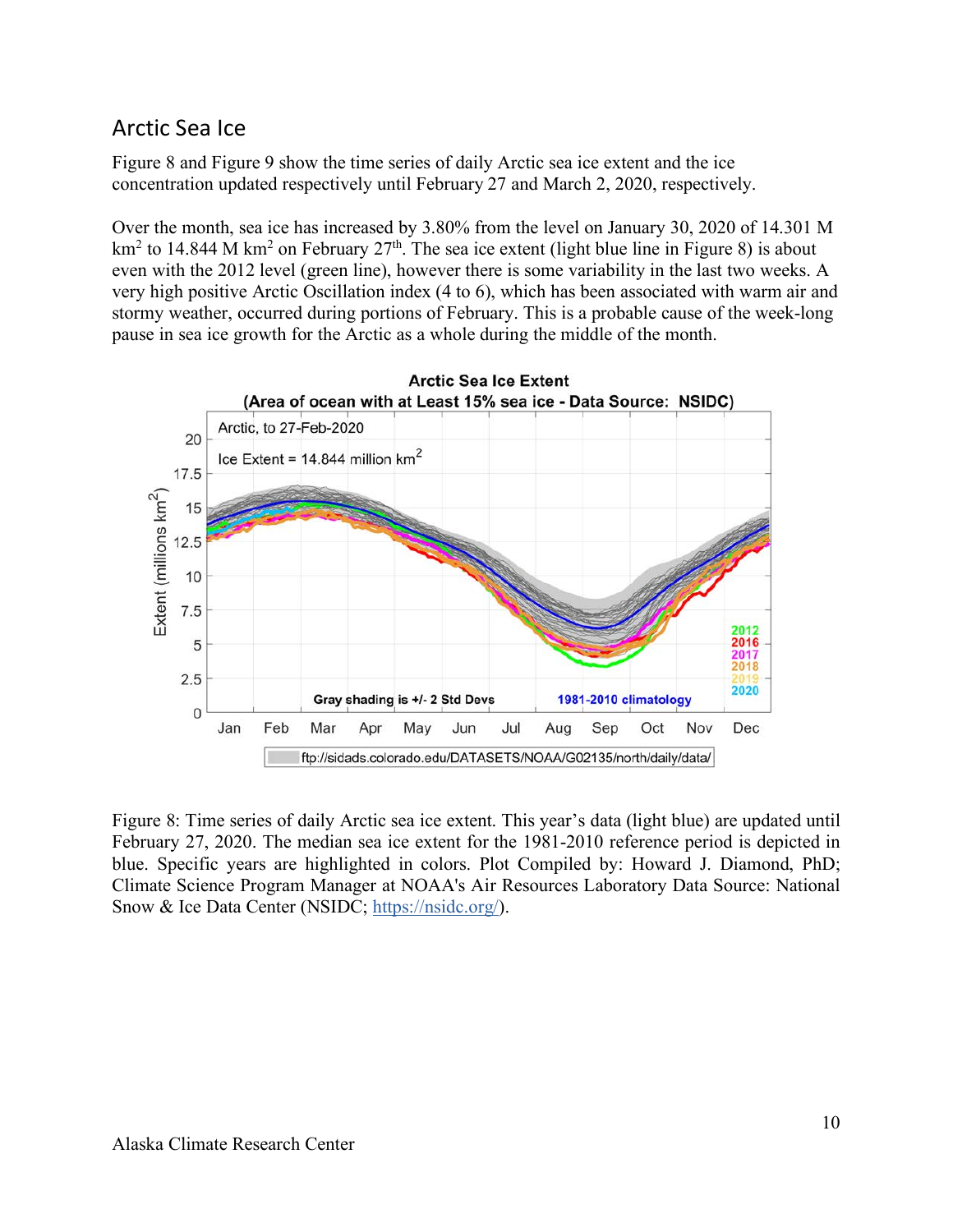## Arctic Sea Ice

Figure 8 and Figure 9 show the time series of daily Arctic sea ice extent and the ice concentration updated respectively until February 27 and March 2, 2020, respectively.

Over the month, sea ice has increased by 3.80% from the level on January 30, 2020 of 14.301 M $km^2$ to 14.844 M $km^2$ on February 27th. The sea ice extent (light blue line in Figure 8) is about even with the 2012 level (green line), however there is some variability in the last two weeks. A very high positive Arctic Oscillation index (4 to 6), which has been associated with warm air and stormy weather, occurred during portions of February. This is a probable cause of the week-long pause in sea ice growth for the Arctic as a whole during the middle of the month.

Figure 8: Time series of daily Arctic sea ice extent. This year's data (light blue) are updated until February 27, 2020. The median sea ice extent for the 1981-2010 reference period is depicted in blue. Specific years are highlighted in colors. Plot Compiled by: Howard J. Diamond, PhD; Climate Science Program Manager at NOAA's Air Resources Laboratory Data Source: National Snow & Ice Data Center (NSIDC; https://nsidc.org/).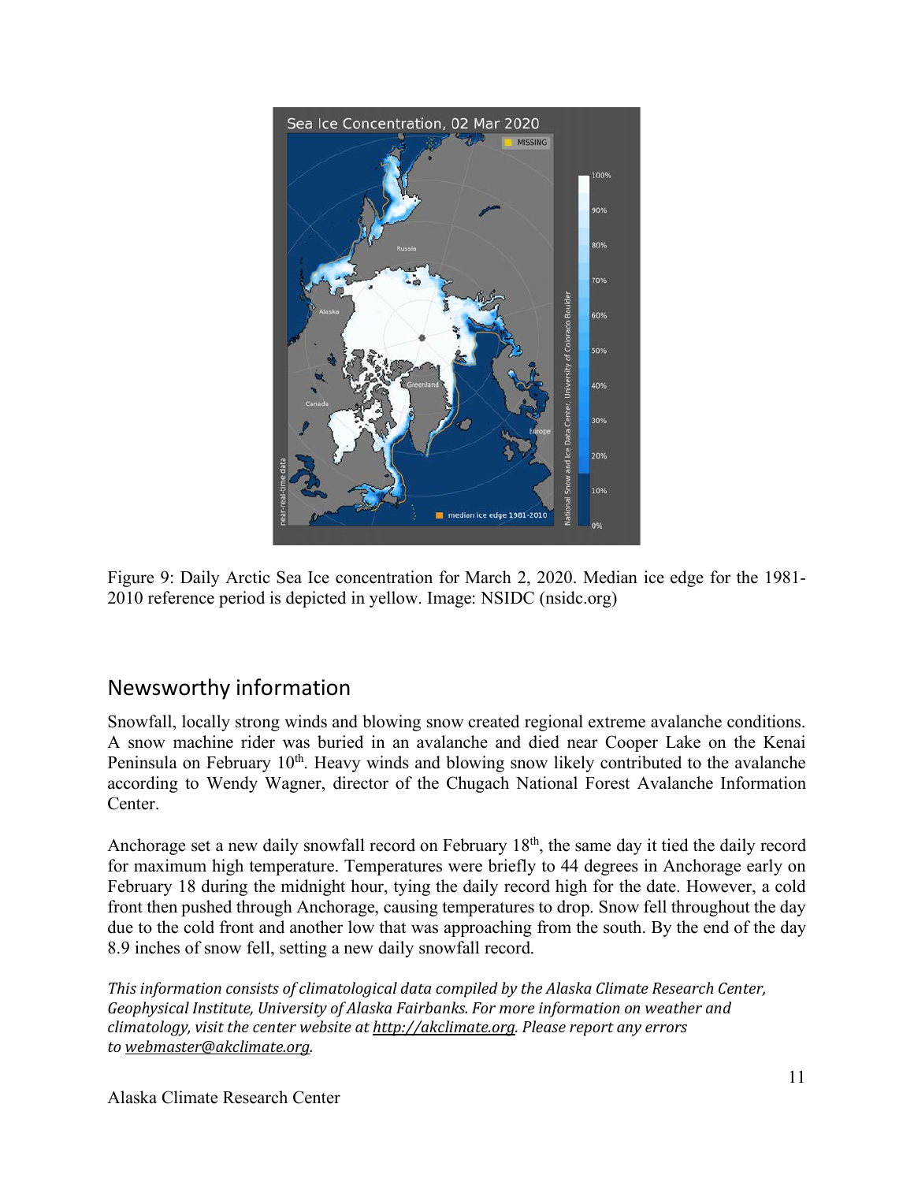Figure 9: Daily Arctic Sea Ice concentration for March 2, 2020. Median ice edge for the 1981-2010 reference period is depicted in yellow. Image: NSIDC (nsidc.org)

## Newsworthy information

Snowfall, locally strong winds and blowing snow created regional extreme avalanche conditions. A snow machine rider was buried in an avalanche and died near Cooper Lake on the Kenai Peninsula on February 10th. Heavy winds and blowing snow likely contributed to the avalanche according to Wendy Wagner, director of the Chugach National Forest Avalanche Information Center.

Anchorage set a new daily snowfall record on February 18th, the same day it tied the daily record for maximum high temperature. Temperatures were briefly to 44 degrees in Anchorage early on February 18 during the midnight hour, tying the daily record high for the date. However, a cold front then pushed through Anchorage, causing temperatures to drop. Snow fell throughout the day due to the cold front and another low that was approaching from the south. By the end of the day 8.9 inches of snow fell, setting a new daily snowfall record.

*This information consists of climatological data compiled by the Alaska Climate Research Center, Geophysical Institute, University of Alaska Fairbanks. For more information on weather and climatology, visit the center website at http://akclimate.org. Please report any errors to webmaster@akclimate.org.*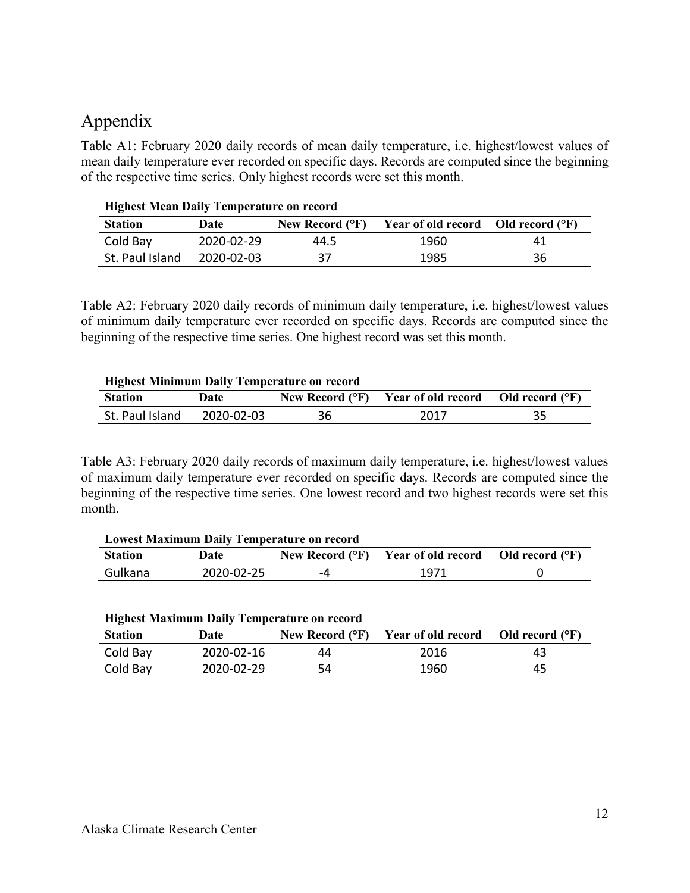# Appendix

Table A1: February 2020 daily records of mean daily temperature, i.e. highest/lowest values of mean daily temperature ever recorded on specific days. Records are computed since the beginning of the respective time series. Only highest records were set this month.

**Highest Mean Daily Temperature on record**

| Station | Date | New Record (°F) | Year of old record | Old record (°F) |
|---|---|---|---|---|
| Cold Bay | 2020-02-29 | 44.5 | 1960 | 41 |
| St. Paul Island | 2020-02-03 | 37 | 1985 | 36 |

Table A2: February 2020 daily records of minimum daily temperature, i.e. highest/lowest values of minimum daily temperature ever recorded on specific days. Records are computed since the beginning of the respective time series. One highest record was set this month.

**Highest Minimum Daily Temperature on record**

| Station | Date | New Record (°F) | Year of old record | Old record (°F) |
|---|---|---|---|---|
| St. Paul Island | 2020-02-03 | 36 | 2017 | 35 |

Table A3: February 2020 daily records of maximum daily temperature, i.e. highest/lowest values of maximum daily temperature ever recorded on specific days. Records are computed since the beginning of the respective time series. One lowest record and two highest records were set this month.

**Lowest Maximum Daily Temperature on record**

| Station | Date | New Record (°F) | Year of old record | Old record (°F) |
|---|---|---|---|---|
| Gulkana | 2020-02-25 | -4 | 1971 | 0 |

**Highest Maximum Daily Temperature on record**

| Station | Date | New Record (°F) | Year of old record | Old record (°F) |
|---|---|---|---|---|
| Cold Bay | 2020-02-16 | 44 | 2016 | 43 |
| Cold Bay | 2020-02-29 | 54 | 1960 | 45 |